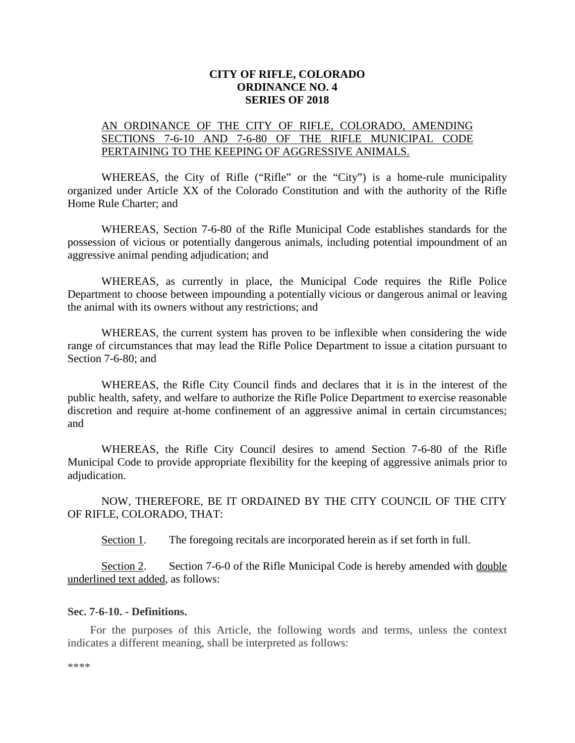**CITY OF RIFLE, COLORADO**
**ORDINANCE NO. 4**
**SERIES OF 2018**

<u>AN ORDINANCE OF THE CITY OF RIFLE, COLORADO, AMENDING SECTIONS 7-6-10 AND 7-6-80 OF THE RIFLE MUNICIPAL CODE PERTAINING TO THE KEEPING OF AGGRESSIVE ANIMALS.</u>

WHEREAS, the City of Rifle ("Rifle" or the "City") is a home-rule municipality organized under Article XX of the Colorado Constitution and with the authority of the Rifle Home Rule Charter; and

WHEREAS, Section 7-6-80 of the Rifle Municipal Code establishes standards for the possession of vicious or potentially dangerous animals, including potential impoundment of an aggressive animal pending adjudication; and

WHEREAS, as currently in place, the Municipal Code requires the Rifle Police Department to choose between impounding a potentially vicious or dangerous animal or leaving the animal with its owners without any restrictions; and

WHEREAS, the current system has proven to be inflexible when considering the wide range of circumstances that may lead the Rifle Police Department to issue a citation pursuant to Section 7-6-80; and

WHEREAS, the Rifle City Council finds and declares that it is in the interest of the public health, safety, and welfare to authorize the Rifle Police Department to exercise reasonable discretion and require at-home confinement of an aggressive animal in certain circumstances; and

WHEREAS, the Rifle City Council desires to amend Section 7-6-80 of the Rifle Municipal Code to provide appropriate flexibility for the keeping of aggressive animals prior to adjudication.

NOW, THEREFORE, BE IT ORDAINED BY THE CITY COUNCIL OF THE CITY OF RIFLE, COLORADO, THAT:

<u>Section 1</u>. The foregoing recitals are incorporated herein as if set forth in full.

<u>Section 2</u>. Section 7-6-0 of the Rifle Municipal Code is hereby amended with <u>double underlined text added</u>, as follows:

**Sec. 7-6-10. - Definitions.**

For the purposes of this Article, the following words and terms, unless the context indicates a different meaning, shall be interpreted as follows:

****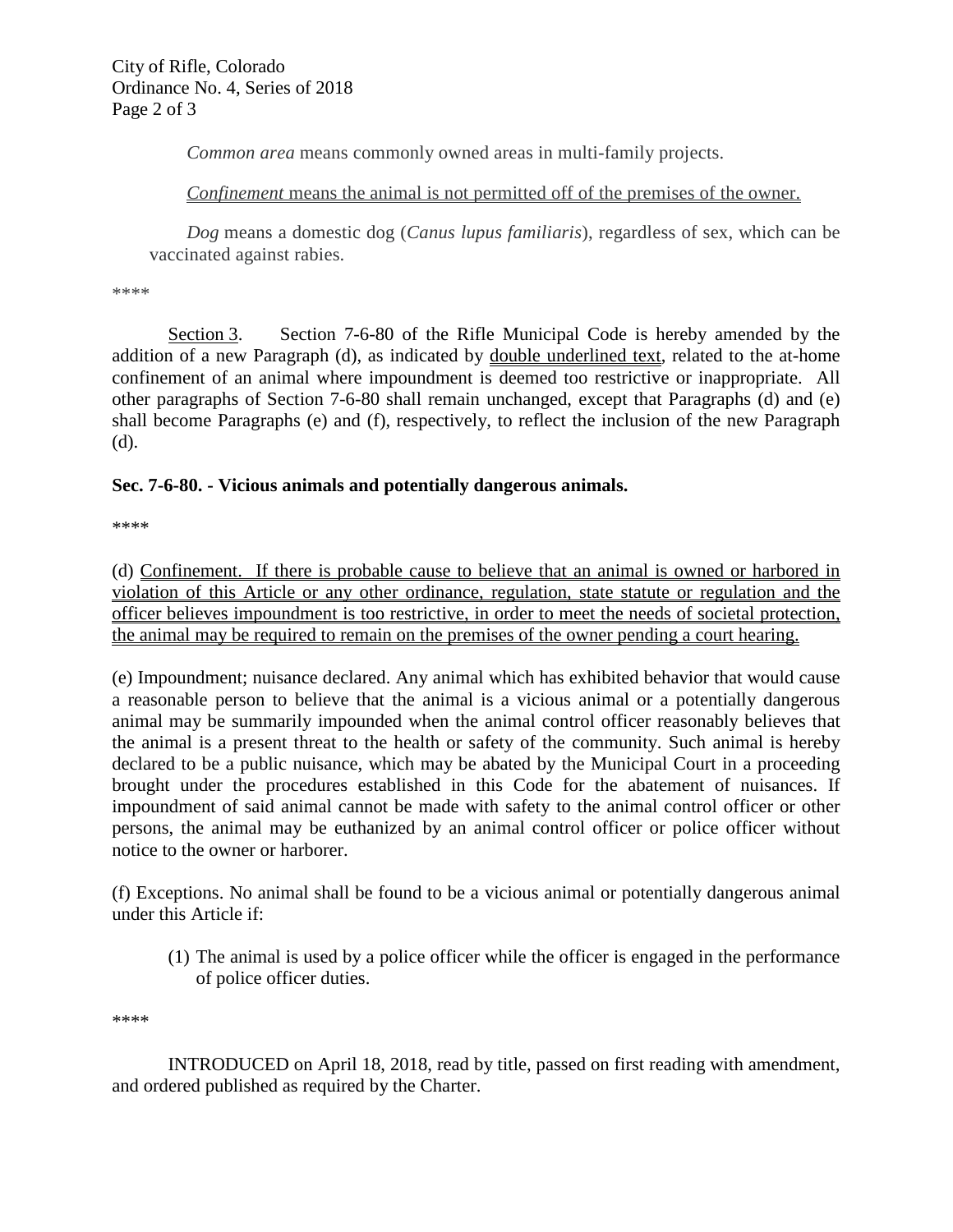*Common area* means commonly owned areas in multi-family projects.

*Confinement* means the animal is not permitted off of the premises of the owner.

*Dog* means a domestic dog (*Canus lupus familiaris*), regardless of sex, which can be vaccinated against rabies.

\*\*\*\*

Section 3. Section 7-6-80 of the Rifle Municipal Code is hereby amended by the addition of a new Paragraph (d), as indicated by double underlined text, related to the at-home confinement of an animal where impoundment is deemed too restrictive or inappropriate. All other paragraphs of Section 7-6-80 shall remain unchanged, except that Paragraphs (d) and (e) shall become Paragraphs (e) and (f), respectively, to reflect the inclusion of the new Paragraph (d).

**Sec. 7-6-80. - Vicious animals and potentially dangerous animals.**

\*\*\*\*

(d) Confinement. If there is probable cause to believe that an animal is owned or harbored in violation of this Article or any other ordinance, regulation, state statute or regulation and the officer believes impoundment is too restrictive, in order to meet the needs of societal protection, the animal may be required to remain on the premises of the owner pending a court hearing.

(e) Impoundment; nuisance declared. Any animal which has exhibited behavior that would cause a reasonable person to believe that the animal is a vicious animal or a potentially dangerous animal may be summarily impounded when the animal control officer reasonably believes that the animal is a present threat to the health or safety of the community. Such animal is hereby declared to be a public nuisance, which may be abated by the Municipal Court in a proceeding brought under the procedures established in this Code for the abatement of nuisances. If impoundment of said animal cannot be made with safety to the animal control officer or other persons, the animal may be euthanized by an animal control officer or police officer without notice to the owner or harborer.

(f) Exceptions. No animal shall be found to be a vicious animal or potentially dangerous animal under this Article if:

(1) The animal is used by a police officer while the officer is engaged in the performance of police officer duties.

\*\*\*\*

INTRODUCED on April 18, 2018, read by title, passed on first reading with amendment, and ordered published as required by the Charter.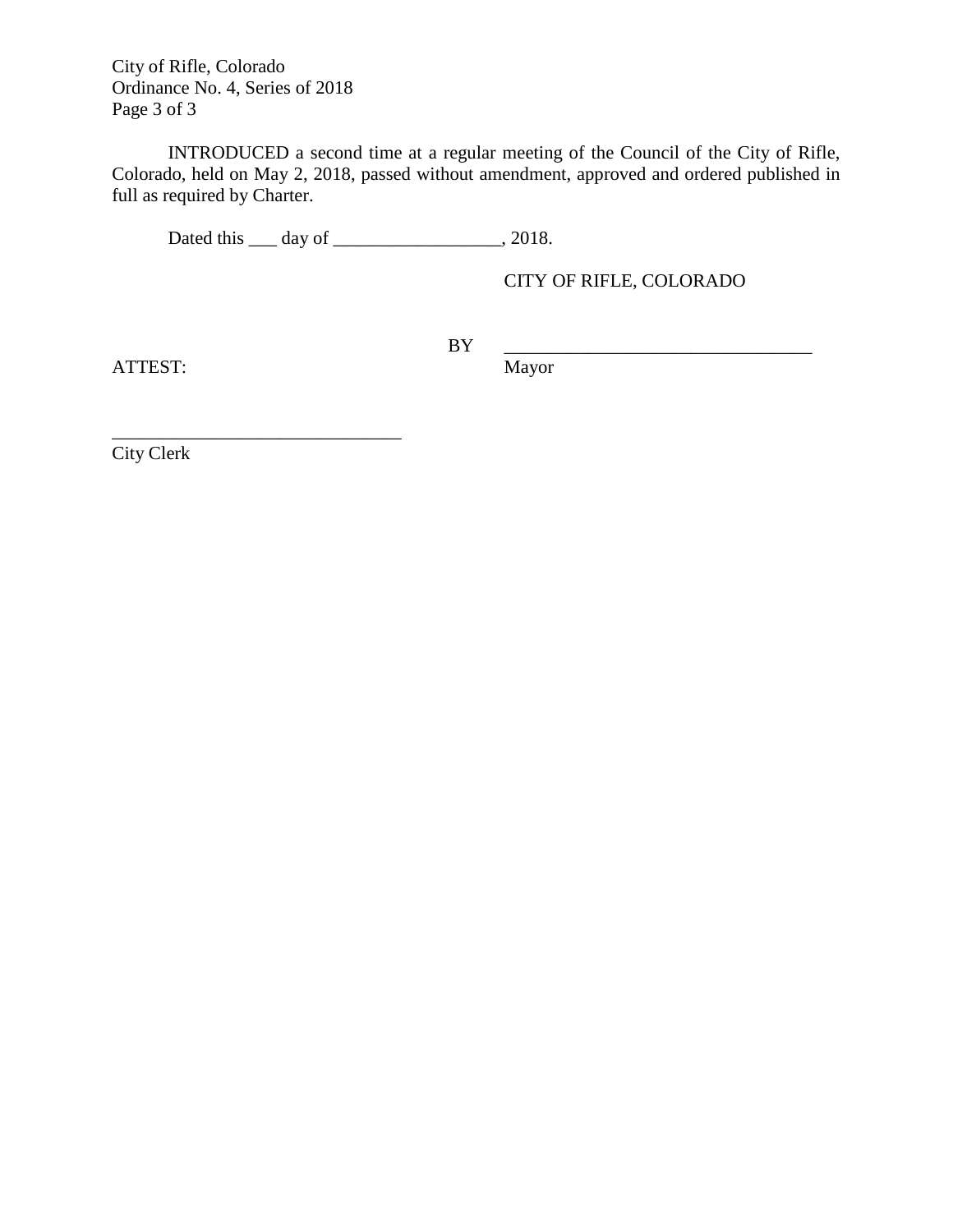INTRODUCED a second time at a regular meeting of the Council of the City of Rifle, Colorado, held on May 2, 2018, passed without amendment, approved and ordered published in full as required by Charter.

Dated this ___ day of __________________, 2018.

CITY OF RIFLE, COLORADO

BY __________________________________
Mayor

ATTEST:

_______________________________
City Clerk